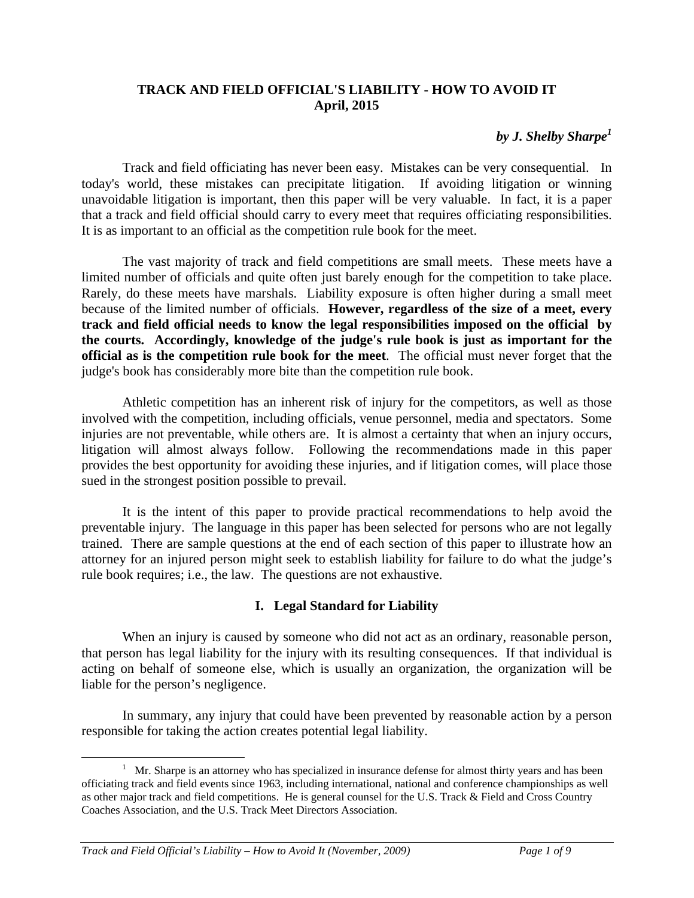# TRACK AND FIELD OFFICIAL'S LIABILITY - HOW TO AVOID IT
**April, 2015**

***by J. Shelby Sharpe[1]***

Track and field officiating has never been easy. Mistakes can be very consequential. In today's world, these mistakes can precipitate litigation. If avoiding litigation or winning unavoidable litigation is important, then this paper will be very valuable. In fact, it is a paper that a track and field official should carry to every meet that requires officiating responsibilities. It is as important to an official as the competition rule book for the meet.

The vast majority of track and field competitions are small meets. These meets have a limited number of officials and quite often just barely enough for the competition to take place. Rarely, do these meets have marshals. Liability exposure is often higher during a small meet because of the limited number of officials. **However, regardless of the size of a meet, every track and field official needs to know the legal responsibilities imposed on the official by the courts. Accordingly, knowledge of the judge's rule book is just as important for the official as is the competition rule book for the meet**. The official must never forget that the judge's book has considerably more bite than the competition rule book.

Athletic competition has an inherent risk of injury for the competitors, as well as those involved with the competition, including officials, venue personnel, media and spectators. Some injuries are not preventable, while others are. It is almost a certainty that when an injury occurs, litigation will almost always follow. Following the recommendations made in this paper provides the best opportunity for avoiding these injuries, and if litigation comes, will place those sued in the strongest position possible to prevail.

It is the intent of this paper to provide practical recommendations to help avoid the preventable injury. The language in this paper has been selected for persons who are not legally trained. There are sample questions at the end of each section of this paper to illustrate how an attorney for an injured person might seek to establish liability for failure to do what the judge's rule book requires; i.e., the law. The questions are not exhaustive.

## I. Legal Standard for Liability

When an injury is caused by someone who did not act as an ordinary, reasonable person, that person has legal liability for the injury with its resulting consequences. If that individual is acting on behalf of someone else, which is usually an organization, the organization will be liable for the person's negligence.

In summary, any injury that could have been prevented by reasonable action by a person responsible for taking the action creates potential legal liability.

---

[1] Mr. Sharpe is an attorney who has specialized in insurance defense for almost thirty years and has been officiating track and field events since 1963, including international, national and conference championships as well as other major track and field competitions. He is general counsel for the U.S. Track & Field and Cross Country Coaches Association, and the U.S. Track Meet Directors Association.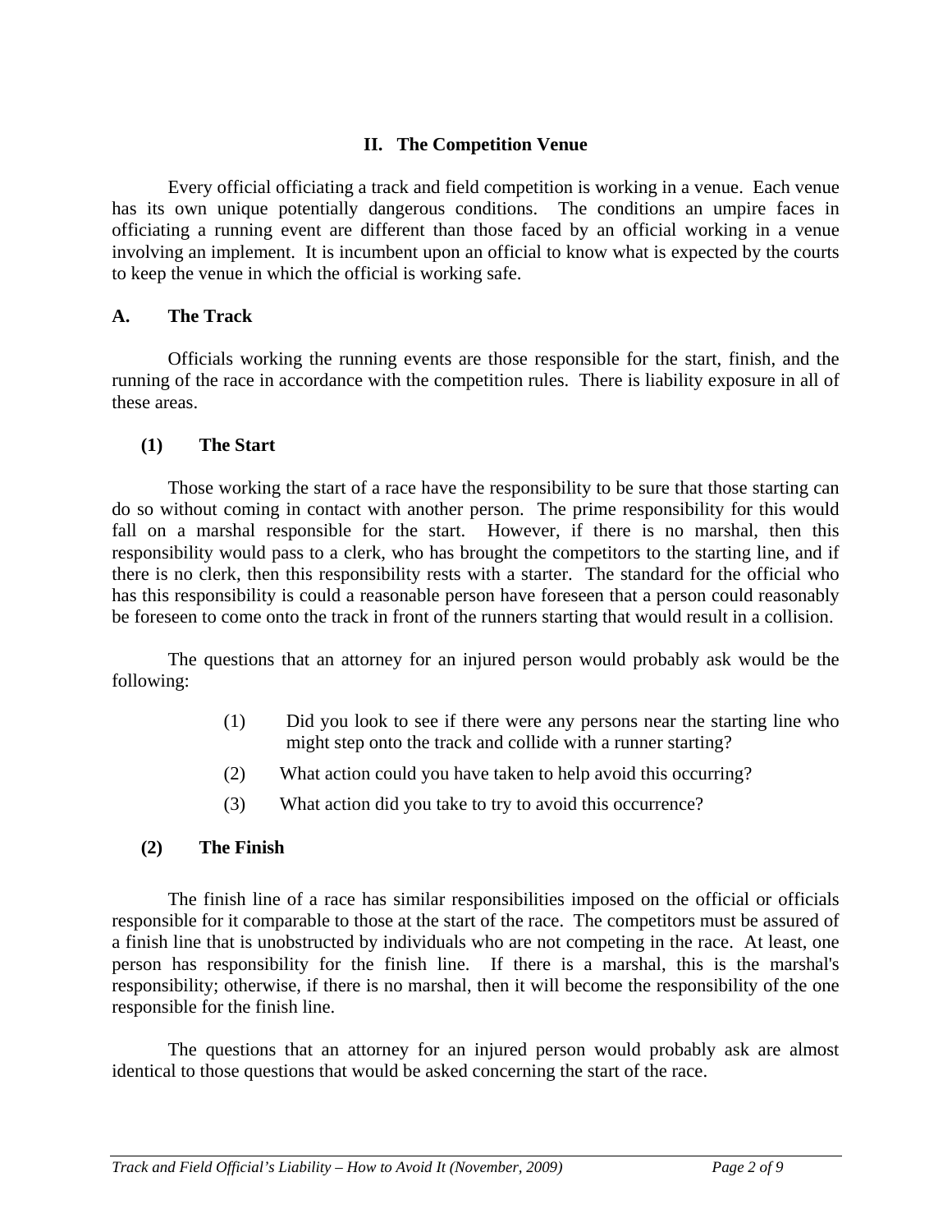## II. The Competition Venue

Every official officiating a track and field competition is working in a venue. Each venue has its own unique potentially dangerous conditions. The conditions an umpire faces in officiating a running event are different than those faced by an official working in a venue involving an implement. It is incumbent upon an official to know what is expected by the courts to keep the venue in which the official is working safe.

### A. The Track

Officials working the running events are those responsible for the start, finish, and the running of the race in accordance with the competition rules. There is liability exposure in all of these areas.

#### (1) The Start

Those working the start of a race have the responsibility to be sure that those starting can do so without coming in contact with another person. The prime responsibility for this would fall on a marshal responsible for the start. However, if there is no marshal, then this responsibility would pass to a clerk, who has brought the competitors to the starting line, and if there is no clerk, then this responsibility rests with a starter. The standard for the official who has this responsibility is could a reasonable person have foreseen that a person could reasonably be foreseen to come onto the track in front of the runners starting that would result in a collision.

The questions that an attorney for an injured person would probably ask would be the following:

(1) Did you look to see if there were any persons near the starting line who might step onto the track and collide with a runner starting?

(2) What action could you have taken to help avoid this occurring?

(3) What action did you take to try to avoid this occurrence?

#### (2) The Finish

The finish line of a race has similar responsibilities imposed on the official or officials responsible for it comparable to those at the start of the race. The competitors must be assured of a finish line that is unobstructed by individuals who are not competing in the race. At least, one person has responsibility for the finish line. If there is a marshal, this is the marshal's responsibility; otherwise, if there is no marshal, then it will become the responsibility of the one responsible for the finish line.

The questions that an attorney for an injured person would probably ask are almost identical to those questions that would be asked concerning the start of the race.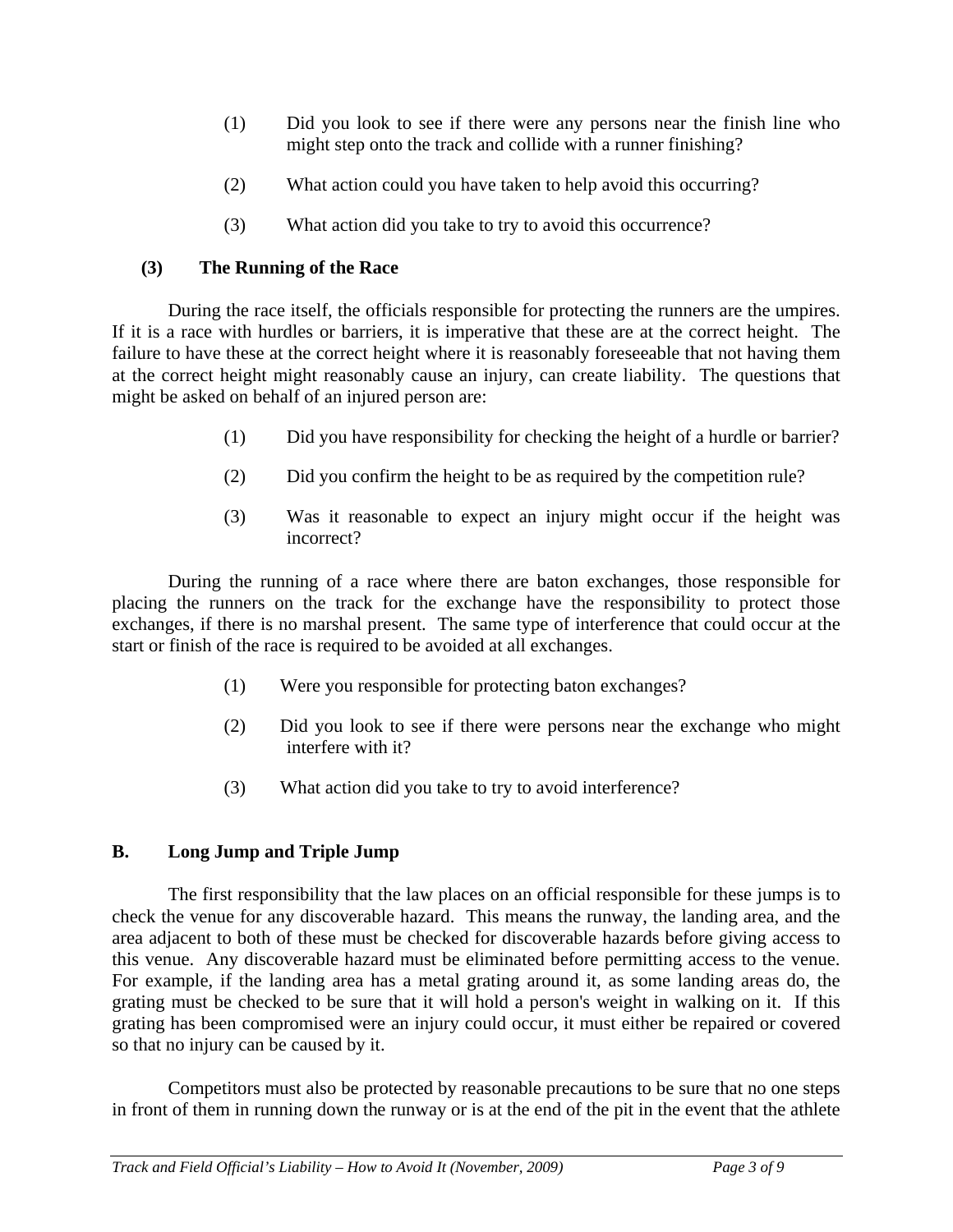(1) Did you look to see if there were any persons near the finish line who might step onto the track and collide with a runner finishing?

(2) What action could you have taken to help avoid this occurring?

(3) What action did you take to try to avoid this occurrence?

### (3) The Running of the Race

During the race itself, the officials responsible for protecting the runners are the umpires. If it is a race with hurdles or barriers, it is imperative that these are at the correct height. The failure to have these at the correct height where it is reasonably foreseeable that not having them at the correct height might reasonably cause an injury, can create liability. The questions that might be asked on behalf of an injured person are:

(1) Did you have responsibility for checking the height of a hurdle or barrier?

(2) Did you confirm the height to be as required by the competition rule?

(3) Was it reasonable to expect an injury might occur if the height was incorrect?

During the running of a race where there are baton exchanges, those responsible for placing the runners on the track for the exchange have the responsibility to protect those exchanges, if there is no marshal present. The same type of interference that could occur at the start or finish of the race is required to be avoided at all exchanges.

(1) Were you responsible for protecting baton exchanges?

(2) Did you look to see if there were persons near the exchange who might interfere with it?

(3) What action did you take to try to avoid interference?

## B. Long Jump and Triple Jump

The first responsibility that the law places on an official responsible for these jumps is to check the venue for any discoverable hazard. This means the runway, the landing area, and the area adjacent to both of these must be checked for discoverable hazards before giving access to this venue. Any discoverable hazard must be eliminated before permitting access to the venue. For example, if the landing area has a metal grating around it, as some landing areas do, the grating must be checked to be sure that it will hold a person's weight in walking on it. If this grating has been compromised were an injury could occur, it must either be repaired or covered so that no injury can be caused by it.

Competitors must also be protected by reasonable precautions to be sure that no one steps in front of them in running down the runway or is at the end of the pit in the event that the athlete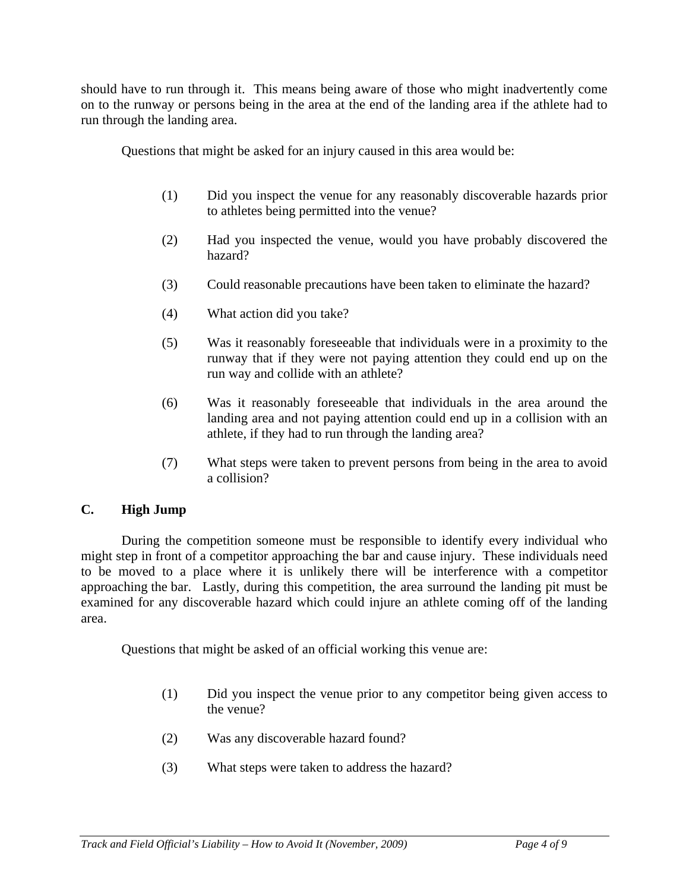should have to run through it. This means being aware of those who might inadvertently come on to the runway or persons being in the area at the end of the landing area if the athlete had to run through the landing area.

Questions that might be asked for an injury caused in this area would be:

(1) Did you inspect the venue for any reasonably discoverable hazards prior to athletes being permitted into the venue?

(2) Had you inspected the venue, would you have probably discovered the hazard?

(3) Could reasonable precautions have been taken to eliminate the hazard?

(4) What action did you take?

(5) Was it reasonably foreseeable that individuals were in a proximity to the runway that if they were not paying attention they could end up on the run way and collide with an athlete?

(6) Was it reasonably foreseeable that individuals in the area around the landing area and not paying attention could end up in a collision with an athlete, if they had to run through the landing area?

(7) What steps were taken to prevent persons from being in the area to avoid a collision?

## C. High Jump

During the competition someone must be responsible to identify every individual who might step in front of a competitor approaching the bar and cause injury. These individuals need to be moved to a place where it is unlikely there will be interference with a competitor approaching the bar. Lastly, during this competition, the area surround the landing pit must be examined for any discoverable hazard which could injure an athlete coming off of the landing area.

Questions that might be asked of an official working this venue are:

(1) Did you inspect the venue prior to any competitor being given access to the venue?

(2) Was any discoverable hazard found?

(3) What steps were taken to address the hazard?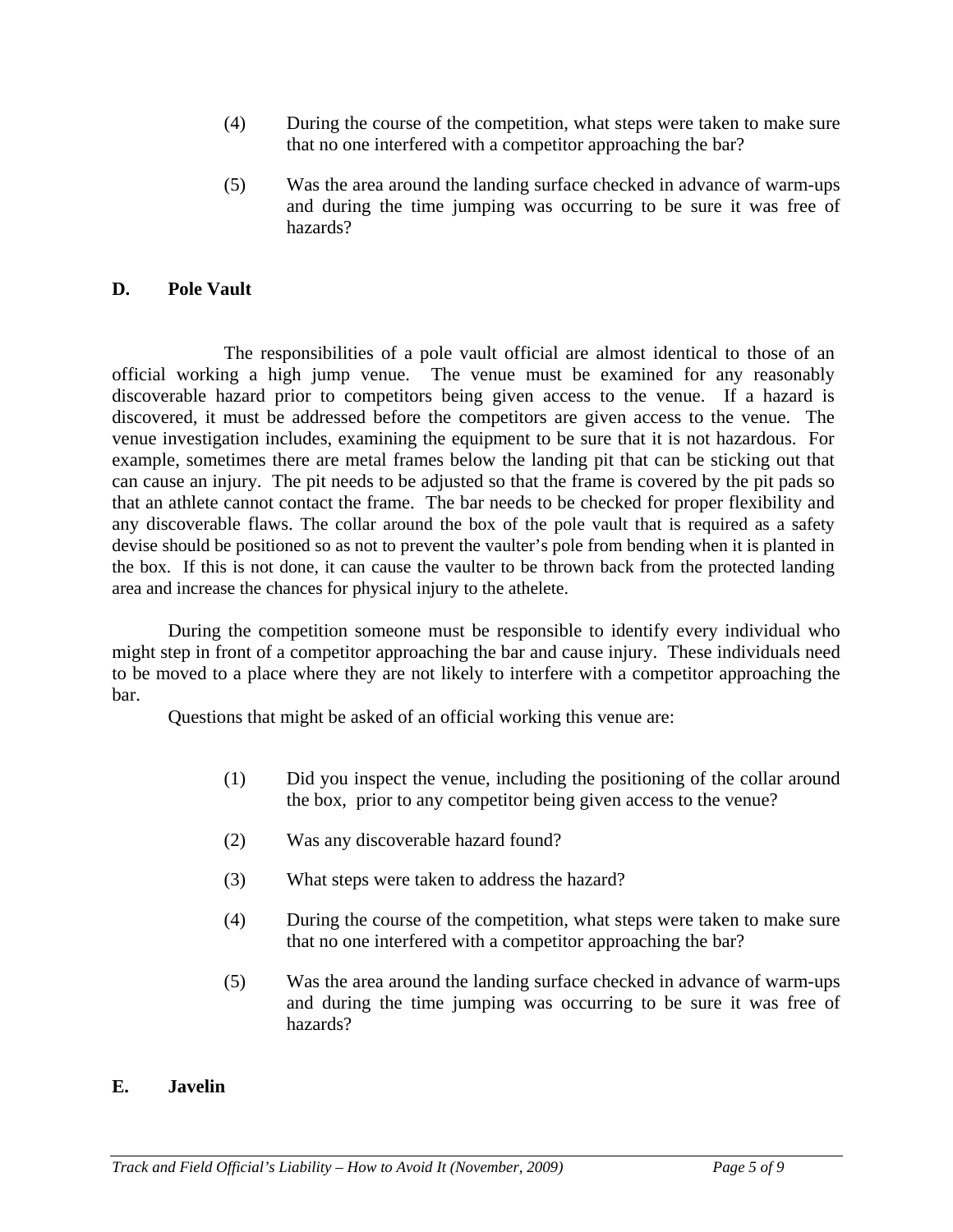(4) During the course of the competition, what steps were taken to make sure that no one interfered with a competitor approaching the bar?

(5) Was the area around the landing surface checked in advance of warm-ups and during the time jumping was occurring to be sure it was free of hazards?

## D. Pole Vault

The responsibilities of a pole vault official are almost identical to those of an official working a high jump venue. The venue must be examined for any reasonably discoverable hazard prior to competitors being given access to the venue. If a hazard is discovered, it must be addressed before the competitors are given access to the venue. The venue investigation includes, examining the equipment to be sure that it is not hazardous. For example, sometimes there are metal frames below the landing pit that can be sticking out that can cause an injury. The pit needs to be adjusted so that the frame is covered by the pit pads so that an athlete cannot contact the frame. The bar needs to be checked for proper flexibility and any discoverable flaws. The collar around the box of the pole vault that is required as a safety devise should be positioned so as not to prevent the vaulter's pole from bending when it is planted in the box. If this is not done, it can cause the vaulter to be thrown back from the protected landing area and increase the chances for physical injury to the athelete.

During the competition someone must be responsible to identify every individual who might step in front of a competitor approaching the bar and cause injury. These individuals need to be moved to a place where they are not likely to interfere with a competitor approaching the bar.

Questions that might be asked of an official working this venue are:

(1) Did you inspect the venue, including the positioning of the collar around the box, prior to any competitor being given access to the venue?

(2) Was any discoverable hazard found?

(3) What steps were taken to address the hazard?

(4) During the course of the competition, what steps were taken to make sure that no one interfered with a competitor approaching the bar?

(5) Was the area around the landing surface checked in advance of warm-ups and during the time jumping was occurring to be sure it was free of hazards?

## E. Javelin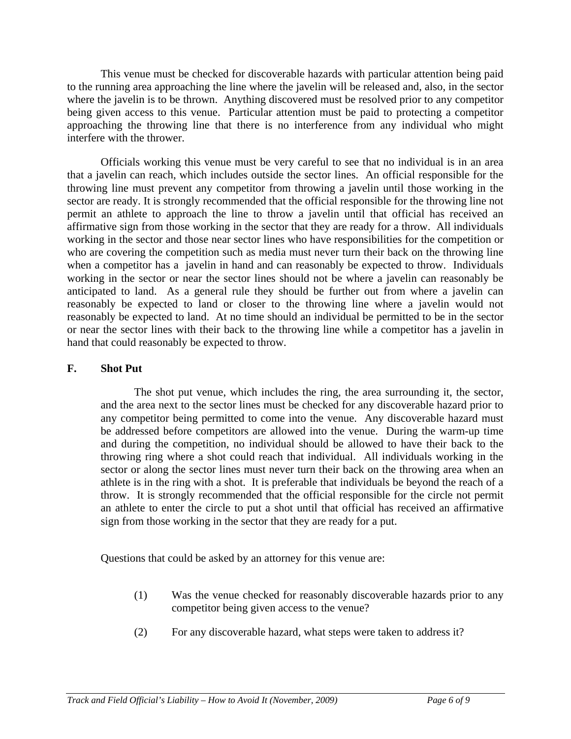This venue must be checked for discoverable hazards with particular attention being paid to the running area approaching the line where the javelin will be released and, also, in the sector where the javelin is to be thrown. Anything discovered must be resolved prior to any competitor being given access to this venue. Particular attention must be paid to protecting a competitor approaching the throwing line that there is no interference from any individual who might interfere with the thrower.

Officials working this venue must be very careful to see that no individual is in an area that a javelin can reach, which includes outside the sector lines. An official responsible for the throwing line must prevent any competitor from throwing a javelin until those working in the sector are ready. It is strongly recommended that the official responsible for the throwing line not permit an athlete to approach the line to throw a javelin until that official has received an affirmative sign from those working in the sector that they are ready for a throw. All individuals working in the sector and those near sector lines who have responsibilities for the competition or who are covering the competition such as media must never turn their back on the throwing line when a competitor has a javelin in hand and can reasonably be expected to throw. Individuals working in the sector or near the sector lines should not be where a javelin can reasonably be anticipated to land. As a general rule they should be further out from where a javelin can reasonably be expected to land or closer to the throwing line where a javelin would not reasonably be expected to land. At no time should an individual be permitted to be in the sector or near the sector lines with their back to the throwing line while a competitor has a javelin in hand that could reasonably be expected to throw.

### F. Shot Put

The shot put venue, which includes the ring, the area surrounding it, the sector, and the area next to the sector lines must be checked for any discoverable hazard prior to any competitor being permitted to come into the venue. Any discoverable hazard must be addressed before competitors are allowed into the venue. During the warm-up time and during the competition, no individual should be allowed to have their back to the throwing ring where a shot could reach that individual. All individuals working in the sector or along the sector lines must never turn their back on the throwing area when an athlete is in the ring with a shot. It is preferable that individuals be beyond the reach of a throw. It is strongly recommended that the official responsible for the circle not permit an athlete to enter the circle to put a shot until that official has received an affirmative sign from those working in the sector that they are ready for a put.

Questions that could be asked by an attorney for this venue are:

(1) Was the venue checked for reasonably discoverable hazards prior to any competitor being given access to the venue?

(2) For any discoverable hazard, what steps were taken to address it?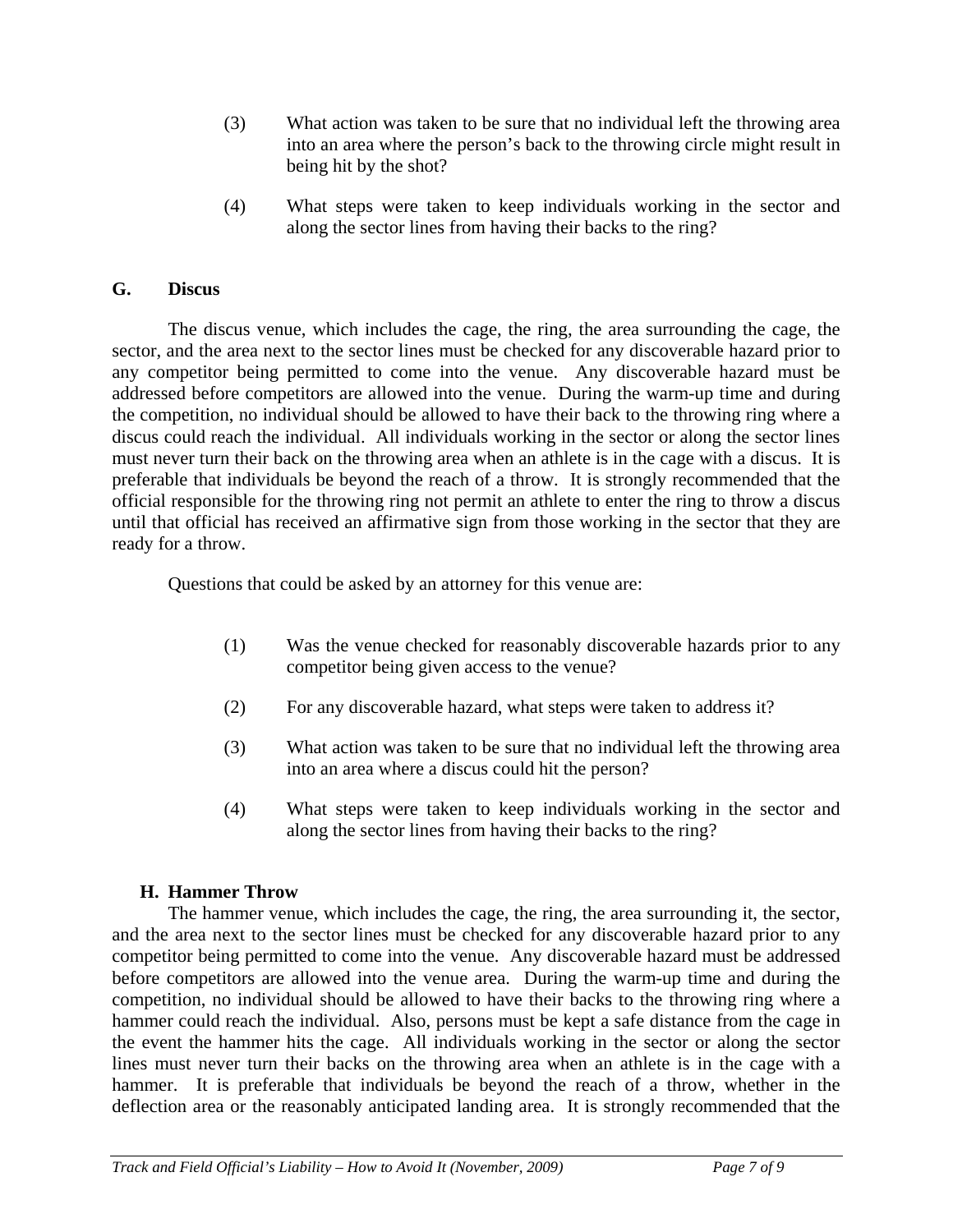(3) What action was taken to be sure that no individual left the throwing area into an area where the person's back to the throwing circle might result in being hit by the shot?

(4) What steps were taken to keep individuals working in the sector and along the sector lines from having their backs to the ring?

## G. Discus

The discus venue, which includes the cage, the ring, the area surrounding the cage, the sector, and the area next to the sector lines must be checked for any discoverable hazard prior to any competitor being permitted to come into the venue. Any discoverable hazard must be addressed before competitors are allowed into the venue. During the warm-up time and during the competition, no individual should be allowed to have their back to the throwing ring where a discus could reach the individual. All individuals working in the sector or along the sector lines must never turn their back on the throwing area when an athlete is in the cage with a discus. It is preferable that individuals be beyond the reach of a throw. It is strongly recommended that the official responsible for the throwing ring not permit an athlete to enter the ring to throw a discus until that official has received an affirmative sign from those working in the sector that they are ready for a throw.

Questions that could be asked by an attorney for this venue are:

(1) Was the venue checked for reasonably discoverable hazards prior to any competitor being given access to the venue?

(2) For any discoverable hazard, what steps were taken to address it?

(3) What action was taken to be sure that no individual left the throwing area into an area where a discus could hit the person?

(4) What steps were taken to keep individuals working in the sector and along the sector lines from having their backs to the ring?

## H. Hammer Throw

The hammer venue, which includes the cage, the ring, the area surrounding it, the sector, and the area next to the sector lines must be checked for any discoverable hazard prior to any competitor being permitted to come into the venue. Any discoverable hazard must be addressed before competitors are allowed into the venue area. During the warm-up time and during the competition, no individual should be allowed to have their backs to the throwing ring where a hammer could reach the individual. Also, persons must be kept a safe distance from the cage in the event the hammer hits the cage. All individuals working in the sector or along the sector lines must never turn their backs on the throwing area when an athlete is in the cage with a hammer. It is preferable that individuals be beyond the reach of a throw, whether in the deflection area or the reasonably anticipated landing area. It is strongly recommended that the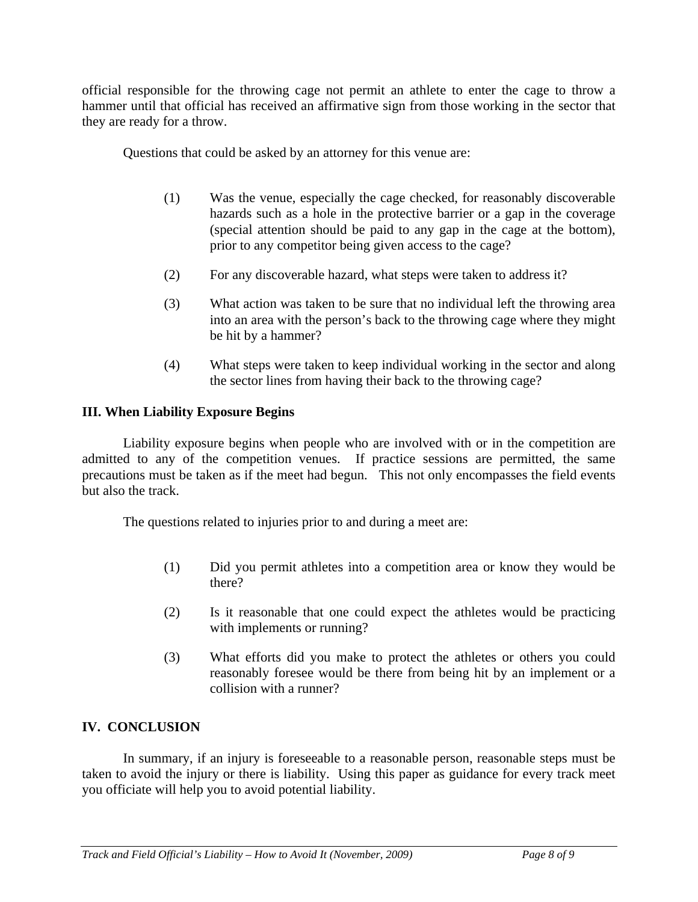official responsible for the throwing cage not permit an athlete to enter the cage to throw a hammer until that official has received an affirmative sign from those working in the sector that they are ready for a throw.

Questions that could be asked by an attorney for this venue are:

(1) Was the venue, especially the cage checked, for reasonably discoverable hazards such as a hole in the protective barrier or a gap in the coverage (special attention should be paid to any gap in the cage at the bottom), prior to any competitor being given access to the cage?

(2) For any discoverable hazard, what steps were taken to address it?

(3) What action was taken to be sure that no individual left the throwing area into an area with the person's back to the throwing cage where they might be hit by a hammer?

(4) What steps were taken to keep individual working in the sector and along the sector lines from having their back to the throwing cage?

## III. When Liability Exposure Begins

Liability exposure begins when people who are involved with or in the competition are admitted to any of the competition venues. If practice sessions are permitted, the same precautions must be taken as if the meet had begun. This not only encompasses the field events but also the track.

The questions related to injuries prior to and during a meet are:

(1) Did you permit athletes into a competition area or know they would be there?

(2) Is it reasonable that one could expect the athletes would be practicing with implements or running?

(3) What efforts did you make to protect the athletes or others you could reasonably foresee would be there from being hit by an implement or a collision with a runner?

## IV. CONCLUSION

In summary, if an injury is foreseeable to a reasonable person, reasonable steps must be taken to avoid the injury or there is liability. Using this paper as guidance for every track meet you officiate will help you to avoid potential liability.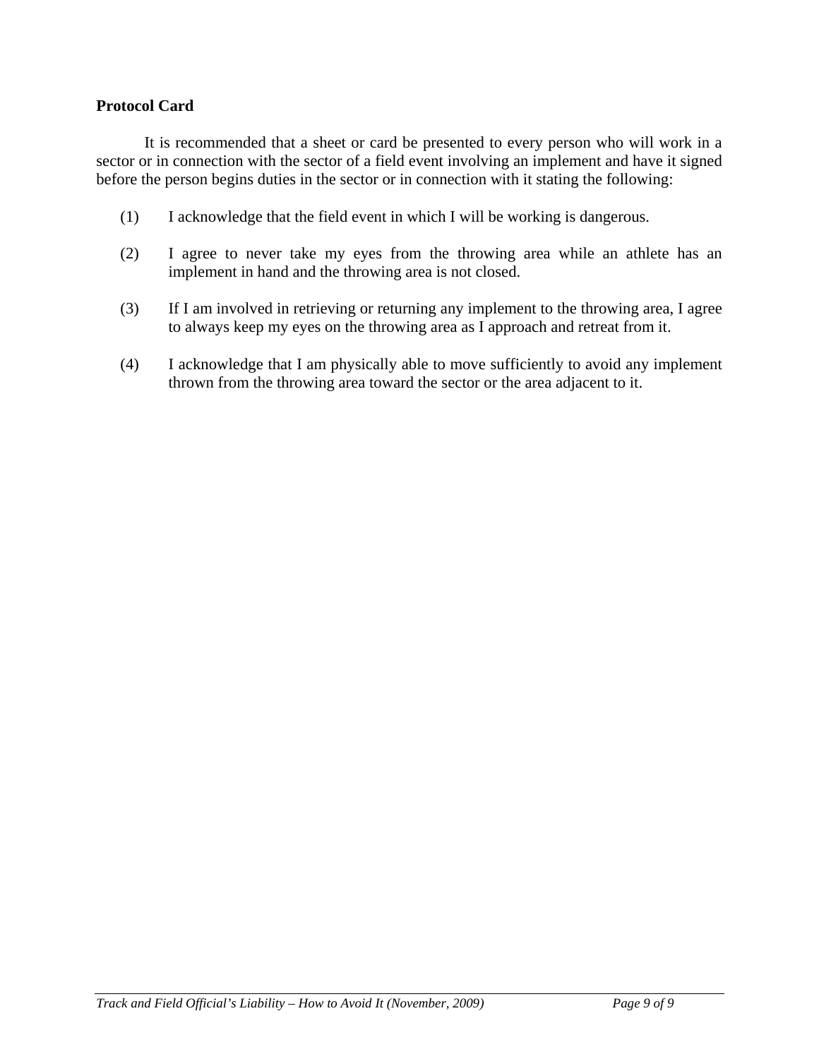**Protocol Card**

It is recommended that a sheet or card be presented to every person who will work in a sector or in connection with the sector of a field event involving an implement and have it signed before the person begins duties in the sector or in connection with it stating the following:

(1) I acknowledge that the field event in which I will be working is dangerous.

(2) I agree to never take my eyes from the throwing area while an athlete has an implement in hand and the throwing area is not closed.

(3) If I am involved in retrieving or returning any implement to the throwing area, I agree to always keep my eyes on the throwing area as I approach and retreat from it.

(4) I acknowledge that I am physically able to move sufficiently to avoid any implement thrown from the throwing area toward the sector or the area adjacent to it.